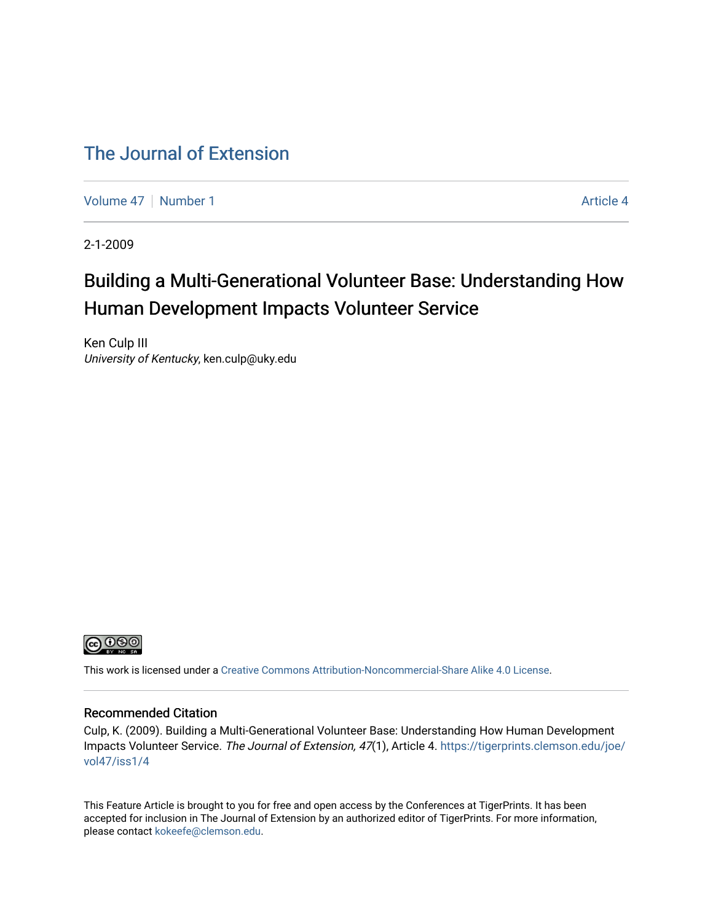# The Journal of Extension

Volume 47 | Number 1 | Article 4

2-1-2009

## Building a Multi-Generational Volunteer Base: Understanding How Human Development Impacts Volunteer Service

Ken Culp III
*University of Kentucky*, ken.culp@uky.edu

This work is licensed under a Creative Commons Attribution-Noncommercial-Share Alike 4.0 License.

### Recommended Citation

Culp, K. (2009). Building a Multi-Generational Volunteer Base: Understanding How Human Development Impacts Volunteer Service. *The Journal of Extension, 47*(1), Article 4. https://tigerprints.clemson.edu/joe/vol47/iss1/4

This Feature Article is brought to you for free and open access by the Conferences at TigerPrints. It has been accepted for inclusion in The Journal of Extension by an authorized editor of TigerPrints. For more information, please contact kokeefe@clemson.edu.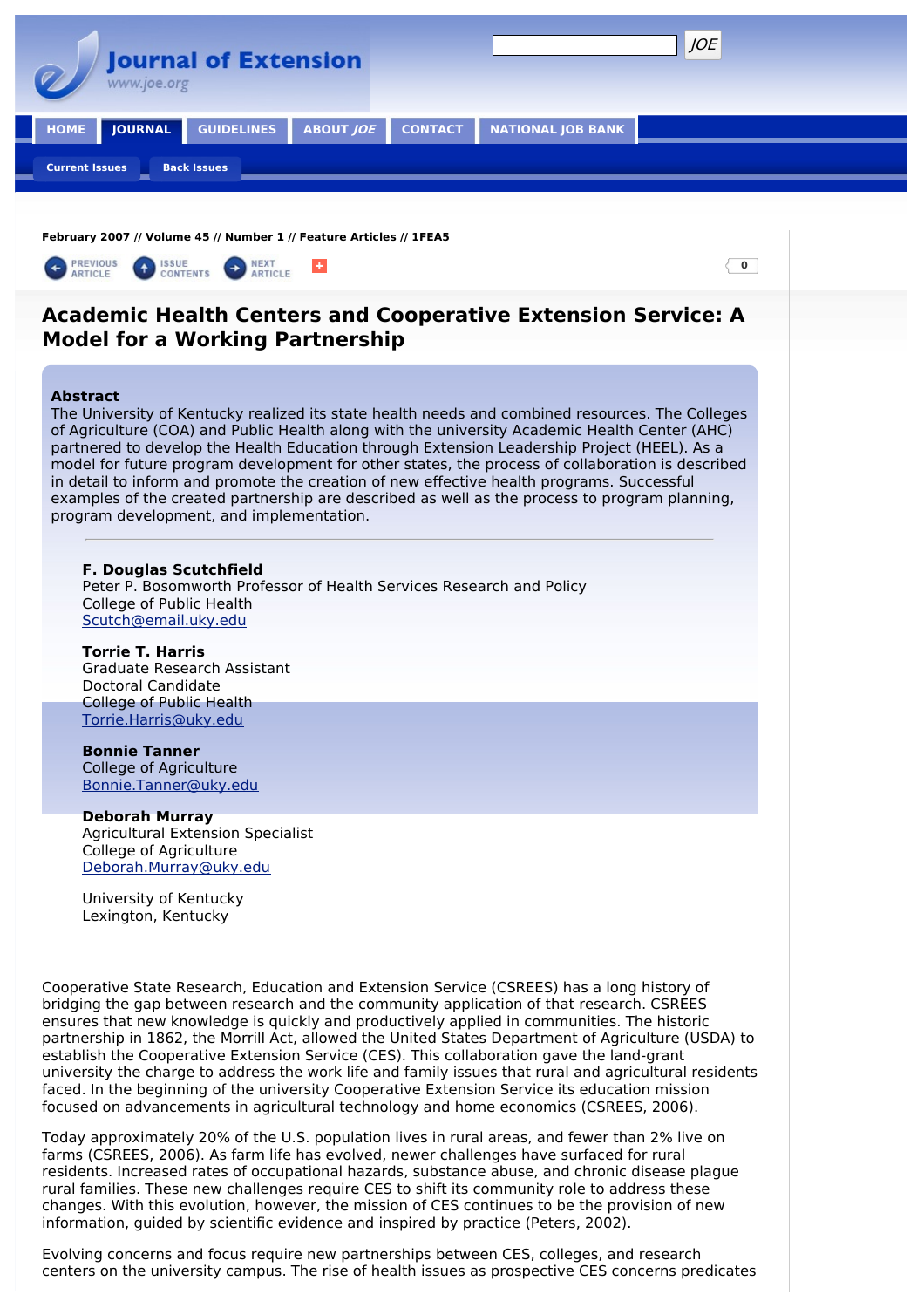February 2007 // Volume 45 // Number 1 // Feature Articles // 1FEA5

# Academic Health Centers and Cooperative Extension Service: A Model for a Working Partnership

**Abstract**

The University of Kentucky realized its state health needs and combined resources. The Colleges of Agriculture (COA) and Public Health along with the university Academic Health Center (AHC) partnered to develop the Health Education through Extension Leadership Project (HEEL). As a model for future program development for other states, the process of collaboration is described in detail to inform and promote the creation of new effective health programs. Successful examples of the created partnership are described as well as the process to program planning, program development, and implementation.

---

**F. Douglas Scutchfield**
Peter P. Bosomworth Professor of Health Services Research and Policy
College of Public Health
Scutch@email.uky.edu

**Torrie T. Harris**
Graduate Research Assistant
Doctoral Candidate
College of Public Health
Torrie.Harris@uky.edu

**Bonnie Tanner**
College of Agriculture
Bonnie.Tanner@uky.edu

**Deborah Murray**
Agricultural Extension Specialist
College of Agriculture
Deborah.Murray@uky.edu

University of Kentucky
Lexington, Kentucky

Cooperative State Research, Education and Extension Service (CSREES) has a long history of bridging the gap between research and the community application of that research. CSREES ensures that new knowledge is quickly and productively applied in communities. The historic partnership in 1862, the Morrill Act, allowed the United States Department of Agriculture (USDA) to establish the Cooperative Extension Service (CES). This collaboration gave the land-grant university the charge to address the work life and family issues that rural and agricultural residents faced. In the beginning of the university Cooperative Extension Service its education mission focused on advancements in agricultural technology and home economics (CSREES, 2006).

Today approximately 20% of the U.S. population lives in rural areas, and fewer than 2% live on farms (CSREES, 2006). As farm life has evolved, newer challenges have surfaced for rural residents. Increased rates of occupational hazards, substance abuse, and chronic disease plague rural families. These new challenges require CES to shift its community role to address these changes. With this evolution, however, the mission of CES continues to be the provision of new information, guided by scientific evidence and inspired by practice (Peters, 2002).

Evolving concerns and focus require new partnerships between CES, colleges, and research centers on the university campus. The rise of health issues as prospective CES concerns predicates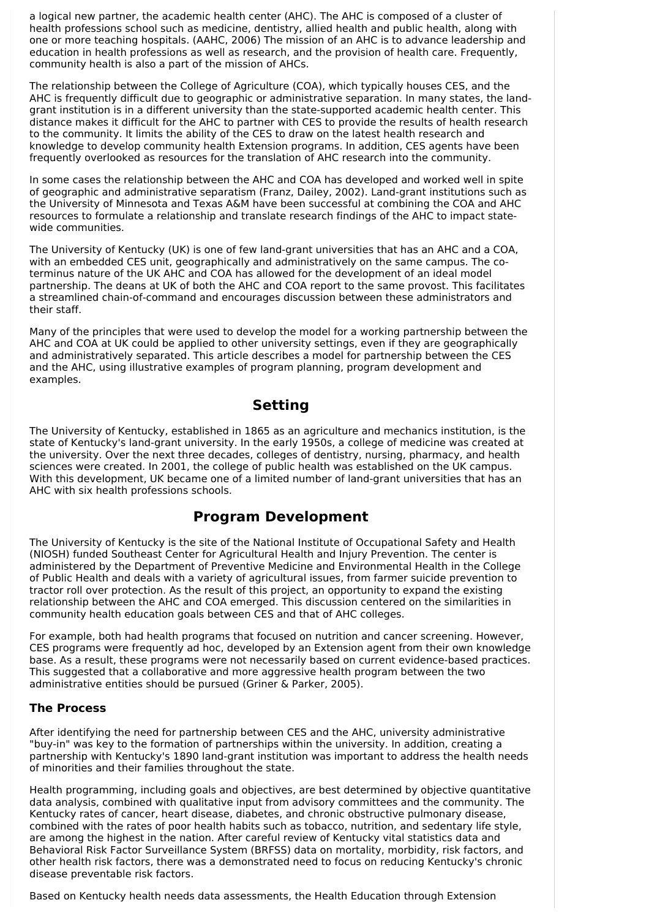a logical new partner, the academic health center (AHC). The AHC is composed of a cluster of health professions school such as medicine, dentistry, allied health and public health, along with one or more teaching hospitals. (AAHC, 2006) The mission of an AHC is to advance leadership and education in health professions as well as research, and the provision of health care. Frequently, community health is also a part of the mission of AHCs.

The relationship between the College of Agriculture (COA), which typically houses CES, and the AHC is frequently difficult due to geographic or administrative separation. In many states, the land-grant institution is in a different university than the state-supported academic health center. This distance makes it difficult for the AHC to partner with CES to provide the results of health research to the community. It limits the ability of the CES to draw on the latest health research and knowledge to develop community health Extension programs. In addition, CES agents have been frequently overlooked as resources for the translation of AHC research into the community.

In some cases the relationship between the AHC and COA has developed and worked well in spite of geographic and administrative separatism (Franz, Dailey, 2002). Land-grant institutions such as the University of Minnesota and Texas A&M have been successful at combining the COA and AHC resources to formulate a relationship and translate research findings of the AHC to impact state-wide communities.

The University of Kentucky (UK) is one of few land-grant universities that has an AHC and a COA, with an embedded CES unit, geographically and administratively on the same campus. The co-terminus nature of the UK AHC and COA has allowed for the development of an ideal model partnership. The deans at UK of both the AHC and COA report to the same provost. This facilitates a streamlined chain-of-command and encourages discussion between these administrators and their staff.

Many of the principles that were used to develop the model for a working partnership between the AHC and COA at UK could be applied to other university settings, even if they are geographically and administratively separated. This article describes a model for partnership between the CES and the AHC, using illustrative examples of program planning, program development and examples.

## Setting

The University of Kentucky, established in 1865 as an agriculture and mechanics institution, is the state of Kentucky's land-grant university. In the early 1950s, a college of medicine was created at the university. Over the next three decades, colleges of dentistry, nursing, pharmacy, and health sciences were created. In 2001, the college of public health was established on the UK campus. With this development, UK became one of a limited number of land-grant universities that has an AHC with six health professions schools.

## Program Development

The University of Kentucky is the site of the National Institute of Occupational Safety and Health (NIOSH) funded Southeast Center for Agricultural Health and Injury Prevention. The center is administered by the Department of Preventive Medicine and Environmental Health in the College of Public Health and deals with a variety of agricultural issues, from farmer suicide prevention to tractor roll over protection. As the result of this project, an opportunity to expand the existing relationship between the AHC and COA emerged. This discussion centered on the similarities in community health education goals between CES and that of AHC colleges.

For example, both had health programs that focused on nutrition and cancer screening. However, CES programs were frequently ad hoc, developed by an Extension agent from their own knowledge base. As a result, these programs were not necessarily based on current evidence-based practices. This suggested that a collaborative and more aggressive health program between the two administrative entities should be pursued (Griner & Parker, 2005).

### The Process

After identifying the need for partnership between CES and the AHC, university administrative "buy-in" was key to the formation of partnerships within the university. In addition, creating a partnership with Kentucky's 1890 land-grant institution was important to address the health needs of minorities and their families throughout the state.

Health programming, including goals and objectives, are best determined by objective quantitative data analysis, combined with qualitative input from advisory committees and the community. The Kentucky rates of cancer, heart disease, diabetes, and chronic obstructive pulmonary disease, combined with the rates of poor health habits such as tobacco, nutrition, and sedentary life style, are among the highest in the nation. After careful review of Kentucky vital statistics data and Behavioral Risk Factor Surveillance System (BRFSS) data on mortality, morbidity, risk factors, and other health risk factors, there was a demonstrated need to focus on reducing Kentucky's chronic disease preventable risk factors.

Based on Kentucky health needs data assessments, the Health Education through Extension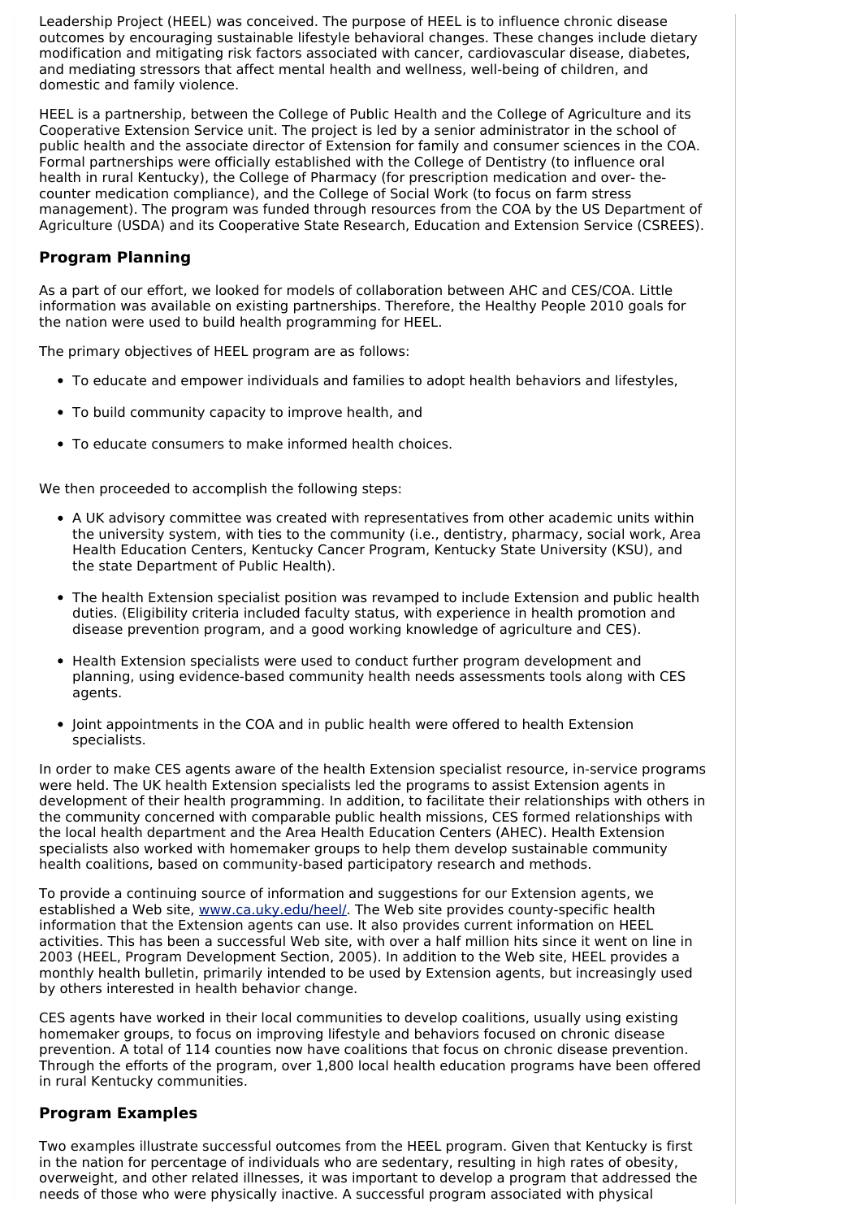Leadership Project (HEEL) was conceived. The purpose of HEEL is to influence chronic disease outcomes by encouraging sustainable lifestyle behavioral changes. These changes include dietary modification and mitigating risk factors associated with cancer, cardiovascular disease, diabetes, and mediating stressors that affect mental health and wellness, well-being of children, and domestic and family violence.

HEEL is a partnership, between the College of Public Health and the College of Agriculture and its Cooperative Extension Service unit. The project is led by a senior administrator in the school of public health and the associate director of Extension for family and consumer sciences in the COA. Formal partnerships were officially established with the College of Dentistry (to influence oral health in rural Kentucky), the College of Pharmacy (for prescription medication and over- the-counter medication compliance), and the College of Social Work (to focus on farm stress management). The program was funded through resources from the COA by the US Department of Agriculture (USDA) and its Cooperative State Research, Education and Extension Service (CSREES).

## Program Planning

As a part of our effort, we looked for models of collaboration between AHC and CES/COA. Little information was available on existing partnerships. Therefore, the Healthy People 2010 goals for the nation were used to build health programming for HEEL.

The primary objectives of HEEL program are as follows:

- To educate and empower individuals and families to adopt health behaviors and lifestyles,
- To build community capacity to improve health, and
- To educate consumers to make informed health choices.

We then proceeded to accomplish the following steps:

- A UK advisory committee was created with representatives from other academic units within the university system, with ties to the community (i.e., dentistry, pharmacy, social work, Area Health Education Centers, Kentucky Cancer Program, Kentucky State University (KSU), and the state Department of Public Health).
- The health Extension specialist position was revamped to include Extension and public health duties. (Eligibility criteria included faculty status, with experience in health promotion and disease prevention program, and a good working knowledge of agriculture and CES).
- Health Extension specialists were used to conduct further program development and planning, using evidence-based community health needs assessments tools along with CES agents.
- Joint appointments in the COA and in public health were offered to health Extension specialists.

In order to make CES agents aware of the health Extension specialist resource, in-service programs were held. The UK health Extension specialists led the programs to assist Extension agents in development of their health programming. In addition, to facilitate their relationships with others in the community concerned with comparable public health missions, CES formed relationships with the local health department and the Area Health Education Centers (AHEC). Health Extension specialists also worked with homemaker groups to help them develop sustainable community health coalitions, based on community-based participatory research and methods.

To provide a continuing source of information and suggestions for our Extension agents, we established a Web site, [www.ca.uky.edu/heel/](www.ca.uky.edu/heel/). The Web site provides county-specific health information that the Extension agents can use. It also provides current information on HEEL activities. This has been a successful Web site, with over a half million hits since it went on line in 2003 (HEEL, Program Development Section, 2005). In addition to the Web site, HEEL provides a monthly health bulletin, primarily intended to be used by Extension agents, but increasingly used by others interested in health behavior change.

CES agents have worked in their local communities to develop coalitions, usually using existing homemaker groups, to focus on improving lifestyle and behaviors focused on chronic disease prevention. A total of 114 counties now have coalitions that focus on chronic disease prevention. Through the efforts of the program, over 1,800 local health education programs have been offered in rural Kentucky communities.

## Program Examples

Two examples illustrate successful outcomes from the HEEL program. Given that Kentucky is first in the nation for percentage of individuals who are sedentary, resulting in high rates of obesity, overweight, and other related illnesses, it was important to develop a program that addressed the needs of those who were physically inactive. A successful program associated with physical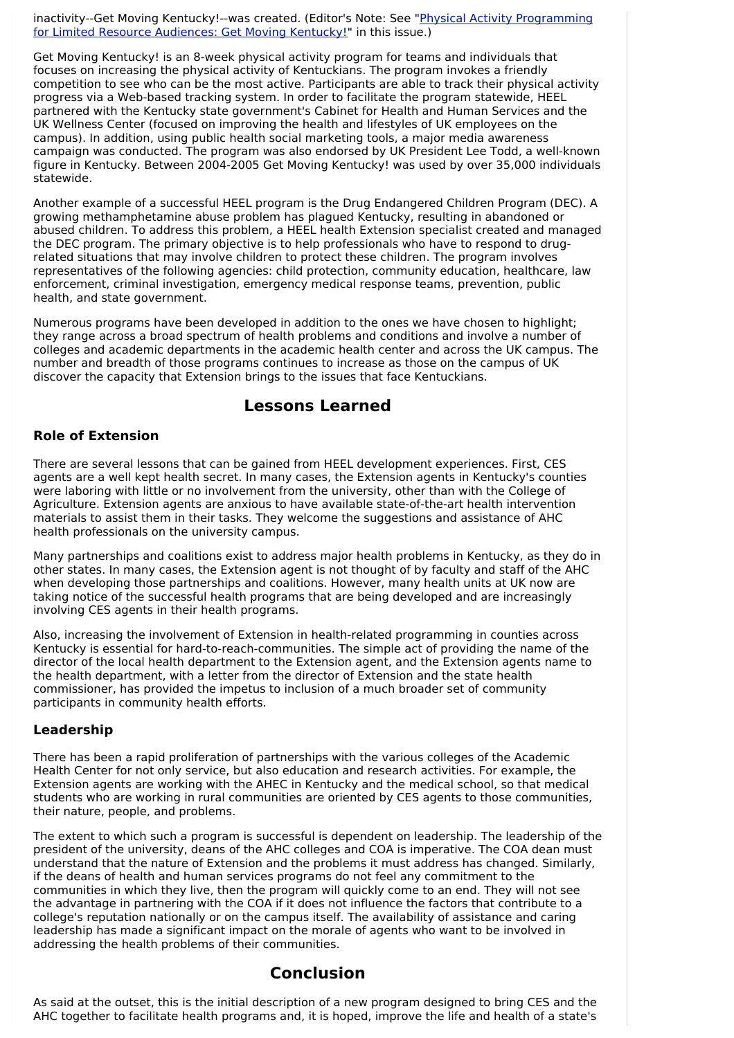inactivity--Get Moving Kentucky!--was created. (Editor's Note: See "[Physical Activity Programming for Limited Resource Audiences: Get Moving Kentucky!]()" in this issue.)

Get Moving Kentucky! is an 8-week physical activity program for teams and individuals that focuses on increasing the physical activity of Kentuckians. The program invokes a friendly competition to see who can be the most active. Participants are able to track their physical activity progress via a Web-based tracking system. In order to facilitate the program statewide, HEEL partnered with the Kentucky state government's Cabinet for Health and Human Services and the UK Wellness Center (focused on improving the health and lifestyles of UK employees on the campus). In addition, using public health social marketing tools, a major media awareness campaign was conducted. The program was also endorsed by UK President Lee Todd, a well-known figure in Kentucky. Between 2004-2005 Get Moving Kentucky! was used by over 35,000 individuals statewide.

Another example of a successful HEEL program is the Drug Endangered Children Program (DEC). A growing methamphetamine abuse problem has plagued Kentucky, resulting in abandoned or abused children. To address this problem, a HEEL health Extension specialist created and managed the DEC program. The primary objective is to help professionals who have to respond to drug-related situations that may involve children to protect these children. The program involves representatives of the following agencies: child protection, community education, healthcare, law enforcement, criminal investigation, emergency medical response teams, prevention, public health, and state government.

Numerous programs have been developed in addition to the ones we have chosen to highlight; they range across a broad spectrum of health problems and conditions and involve a number of colleges and academic departments in the academic health center and across the UK campus. The number and breadth of those programs continues to increase as those on the campus of UK discover the capacity that Extension brings to the issues that face Kentuckians.

## Lessons Learned

### Role of Extension

There are several lessons that can be gained from HEEL development experiences. First, CES agents are a well kept health secret. In many cases, the Extension agents in Kentucky's counties were laboring with little or no involvement from the university, other than with the College of Agriculture. Extension agents are anxious to have available state-of-the-art health intervention materials to assist them in their tasks. They welcome the suggestions and assistance of AHC health professionals on the university campus.

Many partnerships and coalitions exist to address major health problems in Kentucky, as they do in other states. In many cases, the Extension agent is not thought of by faculty and staff of the AHC when developing those partnerships and coalitions. However, many health units at UK now are taking notice of the successful health programs that are being developed and are increasingly involving CES agents in their health programs.

Also, increasing the involvement of Extension in health-related programming in counties across Kentucky is essential for hard-to-reach-communities. The simple act of providing the name of the director of the local health department to the Extension agent, and the Extension agents name to the health department, with a letter from the director of Extension and the state health commissioner, has provided the impetus to inclusion of a much broader set of community participants in community health efforts.

### Leadership

There has been a rapid proliferation of partnerships with the various colleges of the Academic Health Center for not only service, but also education and research activities. For example, the Extension agents are working with the AHEC in Kentucky and the medical school, so that medical students who are working in rural communities are oriented by CES agents to those communities, their nature, people, and problems.

The extent to which such a program is successful is dependent on leadership. The leadership of the president of the university, deans of the AHC colleges and COA is imperative. The COA dean must understand that the nature of Extension and the problems it must address has changed. Similarly, if the deans of health and human services programs do not feel any commitment to the communities in which they live, then the program will quickly come to an end. They will not see the advantage in partnering with the COA if it does not influence the factors that contribute to a college's reputation nationally or on the campus itself. The availability of assistance and caring leadership has made a significant impact on the morale of agents who want to be involved in addressing the health problems of their communities.

## Conclusion

As said at the outset, this is the initial description of a new program designed to bring CES and the AHC together to facilitate health programs and, it is hoped, improve the life and health of a state's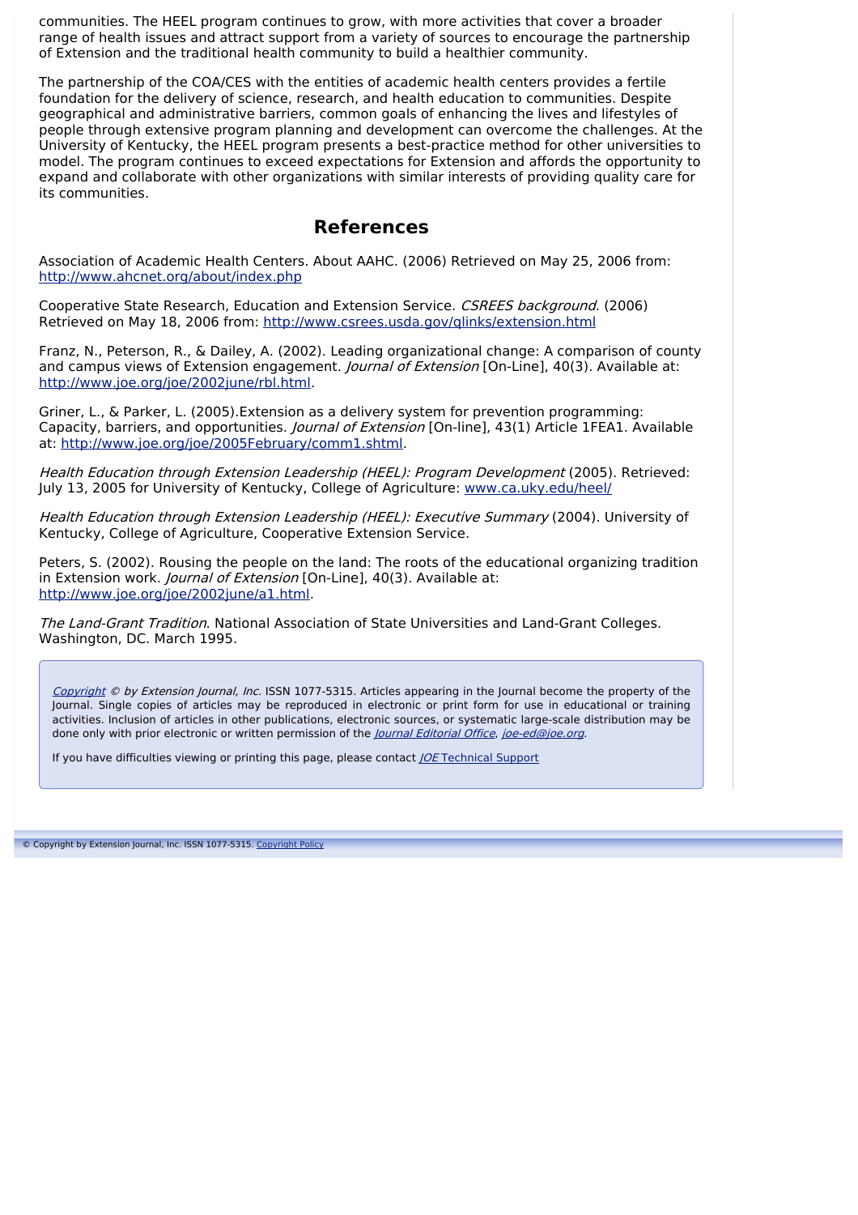communities. The HEEL program continues to grow, with more activities that cover a broader range of health issues and attract support from a variety of sources to encourage the partnership of Extension and the traditional health community to build a healthier community.

The partnership of the COA/CES with the entities of academic health centers provides a fertile foundation for the delivery of science, research, and health education to communities. Despite geographical and administrative barriers, common goals of enhancing the lives and lifestyles of people through extensive program planning and development can overcome the challenges. At the University of Kentucky, the HEEL program presents a best-practice method for other universities to model. The program continues to exceed expectations for Extension and affords the opportunity to expand and collaborate with other organizations with similar interests of providing quality care for its communities.

## References

Association of Academic Health Centers. About AAHC. (2006) Retrieved on May 25, 2006 from: http://www.ahcnet.org/about/index.php

Cooperative State Research, Education and Extension Service. *CSREES background*. (2006) Retrieved on May 18, 2006 from: http://www.csrees.usda.gov/qlinks/extension.html

Franz, N., Peterson, R., & Dailey, A. (2002). Leading organizational change: A comparison of county and campus views of Extension engagement. *Journal of Extension* [On-Line], 40(3). Available at: http://www.joe.org/joe/2002june/rbl.html.

Griner, L., & Parker, L. (2005).Extension as a delivery system for prevention programming: Capacity, barriers, and opportunities. *Journal of Extension* [On-line], 43(1) Article 1FEA1. Available at: http://www.joe.org/joe/2005February/comm1.shtml.

*Health Education through Extension Leadership (HEEL): Program Development* (2005). Retrieved: July 13, 2005 for University of Kentucky, College of Agriculture: www.ca.uky.edu/heel/

*Health Education through Extension Leadership (HEEL): Executive Summary* (2004). University of Kentucky, College of Agriculture, Cooperative Extension Service.

Peters, S. (2002). Rousing the people on the land: The roots of the educational organizing tradition in Extension work. *Journal of Extension* [On-Line], 40(3). Available at: http://www.joe.org/joe/2002june/a1.html.

*The Land-Grant Tradition*. National Association of State Universities and Land-Grant Colleges. Washington, DC. March 1995.

*Copyright* © *by Extension Journal, Inc.* ISSN 1077-5315. Articles appearing in the Journal become the property of the Journal. Single copies of articles may be reproduced in electronic or print form for use in educational or training activities. Inclusion of articles in other publications, electronic sources, or systematic large-scale distribution may be done only with prior electronic or written permission of the *Journal Editorial Office*, *joe-ed@joe.org*.

If you have difficulties viewing or printing this page, please contact *JOE* Technical Support